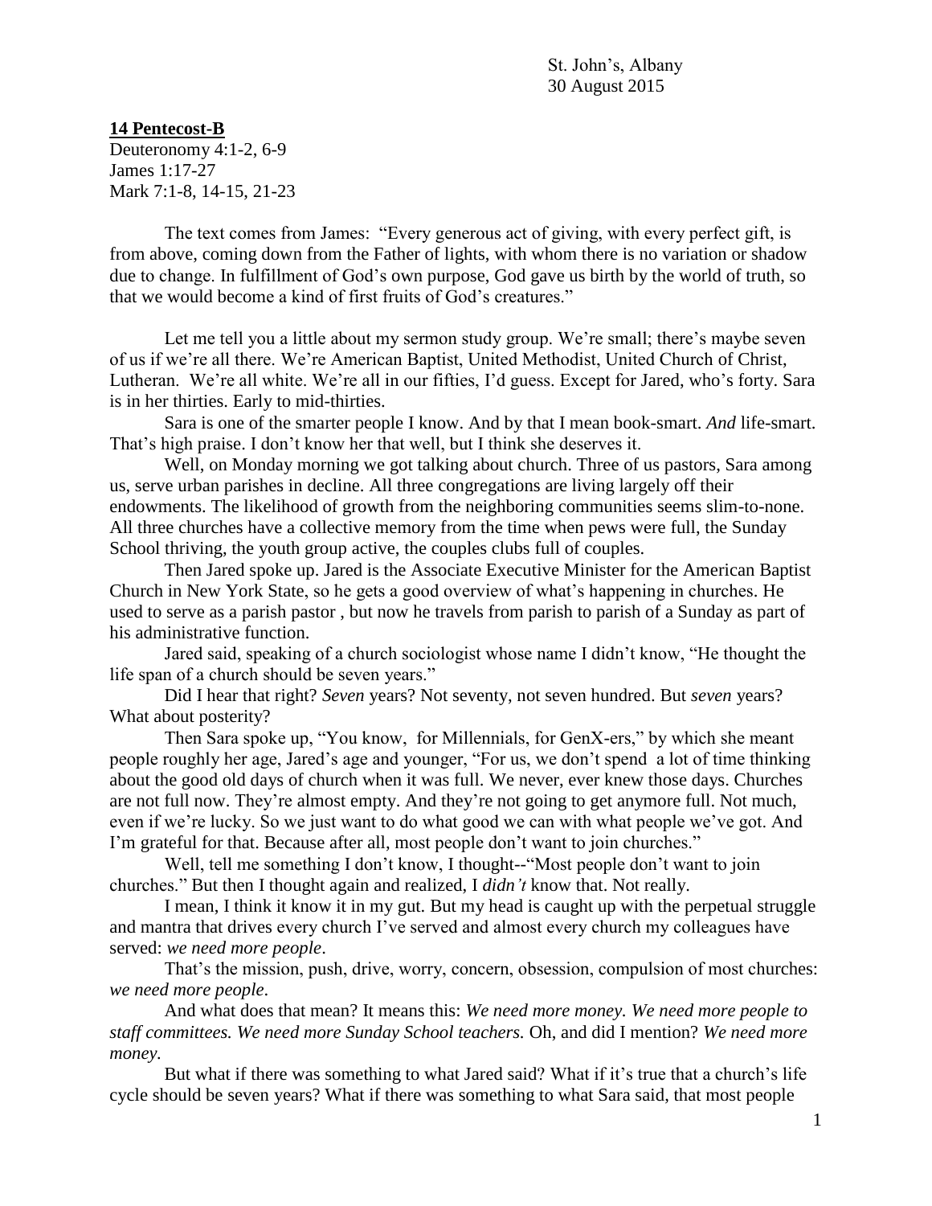St. John's, Albany
30 August 2015

**14 Pentecost-B**

Deuteronomy 4:1-2, 6-9
James 1:17-27
Mark 7:1-8, 14-15, 21-23

The text comes from James: "Every generous act of giving, with every perfect gift, is from above, coming down from the Father of lights, with whom there is no variation or shadow due to change. In fulfillment of God's own purpose, God gave us birth by the world of truth, so that we would become a kind of first fruits of God's creatures."

Let me tell you a little about my sermon study group. We're small; there's maybe seven of us if we're all there. We're American Baptist, United Methodist, United Church of Christ, Lutheran. We're all white. We're all in our fifties, I'd guess. Except for Jared, who's forty. Sara is in her thirties. Early to mid-thirties.

Sara is one of the smarter people I know. And by that I mean book-smart. *And* life-smart. That's high praise. I don't know her that well, but I think she deserves it.

Well, on Monday morning we got talking about church. Three of us pastors, Sara among us, serve urban parishes in decline. All three congregations are living largely off their endowments. The likelihood of growth from the neighboring communities seems slim-to-none. All three churches have a collective memory from the time when pews were full, the Sunday School thriving, the youth group active, the couples clubs full of couples.

Then Jared spoke up. Jared is the Associate Executive Minister for the American Baptist Church in New York State, so he gets a good overview of what's happening in churches. He used to serve as a parish pastor , but now he travels from parish to parish of a Sunday as part of his administrative function.

Jared said, speaking of a church sociologist whose name I didn't know, "He thought the life span of a church should be seven years."

Did I hear that right? *Seven* years? Not seventy, not seven hundred. But *seven* years? What about posterity?

Then Sara spoke up, "You know, for Millennials, for GenX-ers," by which she meant people roughly her age, Jared's age and younger, "For us, we don't spend a lot of time thinking about the good old days of church when it was full. We never, ever knew those days. Churches are not full now. They're almost empty. And they're not going to get anymore full. Not much, even if we're lucky. So we just want to do what good we can with what people we've got. And I'm grateful for that. Because after all, most people don't want to join churches."

Well, tell me something I don't know, I thought--"Most people don't want to join churches." But then I thought again and realized, I *didn't* know that. Not really.

I mean, I think it know it in my gut. But my head is caught up with the perpetual struggle and mantra that drives every church I've served and almost every church my colleagues have served: *we need more people*.

That's the mission, push, drive, worry, concern, obsession, compulsion of most churches: *we need more people*.

And what does that mean? It means this: *We need more money. We need more people to staff committees. We need more Sunday School teachers.* Oh, and did I mention? *We need more money.*

But what if there was something to what Jared said? What if it's true that a church's life cycle should be seven years? What if there was something to what Sara said, that most people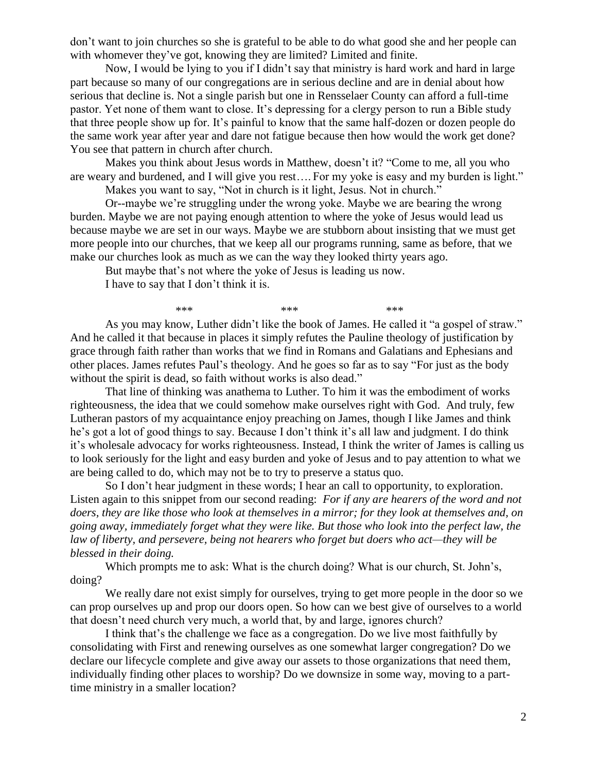don't want to join churches so she is grateful to be able to do what good she and her people can with whomever they've got, knowing they are limited? Limited and finite.

Now, I would be lying to you if I didn't say that ministry is hard work and hard in large part because so many of our congregations are in serious decline and are in denial about how serious that decline is. Not a single parish but one in Rensselaer County can afford a full-time pastor. Yet none of them want to close. It's depressing for a clergy person to run a Bible study that three people show up for. It's painful to know that the same half-dozen or dozen people do the same work year after year and dare not fatigue because then how would the work get done? You see that pattern in church after church.

Makes you think about Jesus words in Matthew, doesn't it? "Come to me, all you who are weary and burdened, and I will give you rest…. For my yoke is easy and my burden is light."

Makes you want to say, "Not in church is it light, Jesus. Not in church."

Or--maybe we're struggling under the wrong yoke. Maybe we are bearing the wrong burden. Maybe we are not paying enough attention to where the yoke of Jesus would lead us because maybe we are set in our ways. Maybe we are stubborn about insisting that we must get more people into our churches, that we keep all our programs running, same as before, that we make our churches look as much as we can the way they looked thirty years ago.

But maybe that's not where the yoke of Jesus is leading us now.

I have to say that I don't think it is.

\*\*\* \*\*\* \*\*\*

As you may know, Luther didn't like the book of James. He called it "a gospel of straw." And he called it that because in places it simply refutes the Pauline theology of justification by grace through faith rather than works that we find in Romans and Galatians and Ephesians and other places. James refutes Paul's theology. And he goes so far as to say "For just as the body without the spirit is dead, so faith without works is also dead."

That line of thinking was anathema to Luther. To him it was the embodiment of works righteousness, the idea that we could somehow make ourselves right with God. And truly, few Lutheran pastors of my acquaintance enjoy preaching on James, though I like James and think he's got a lot of good things to say. Because I don't think it's all law and judgment. I do think it's wholesale advocacy for works righteousness. Instead, I think the writer of James is calling us to look seriously for the light and easy burden and yoke of Jesus and to pay attention to what we are being called to do, which may not be to try to preserve a status quo.

So I don't hear judgment in these words; I hear an call to opportunity, to exploration. Listen again to this snippet from our second reading: *For if any are hearers of the word and not doers, they are like those who look at themselves in a mirror; for they look at themselves and, on going away, immediately forget what they were like. But those who look into the perfect law, the law of liberty, and persevere, being not hearers who forget but doers who act—they will be blessed in their doing.*

Which prompts me to ask: What is the church doing? What is our church, St. John's, doing?

We really dare not exist simply for ourselves, trying to get more people in the door so we can prop ourselves up and prop our doors open. So how can we best give of ourselves to a world that doesn't need church very much, a world that, by and large, ignores church?

I think that's the challenge we face as a congregation. Do we live most faithfully by consolidating with First and renewing ourselves as one somewhat larger congregation? Do we declare our lifecycle complete and give away our assets to those organizations that need them, individually finding other places to worship? Do we downsize in some way, moving to a part-time ministry in a smaller location?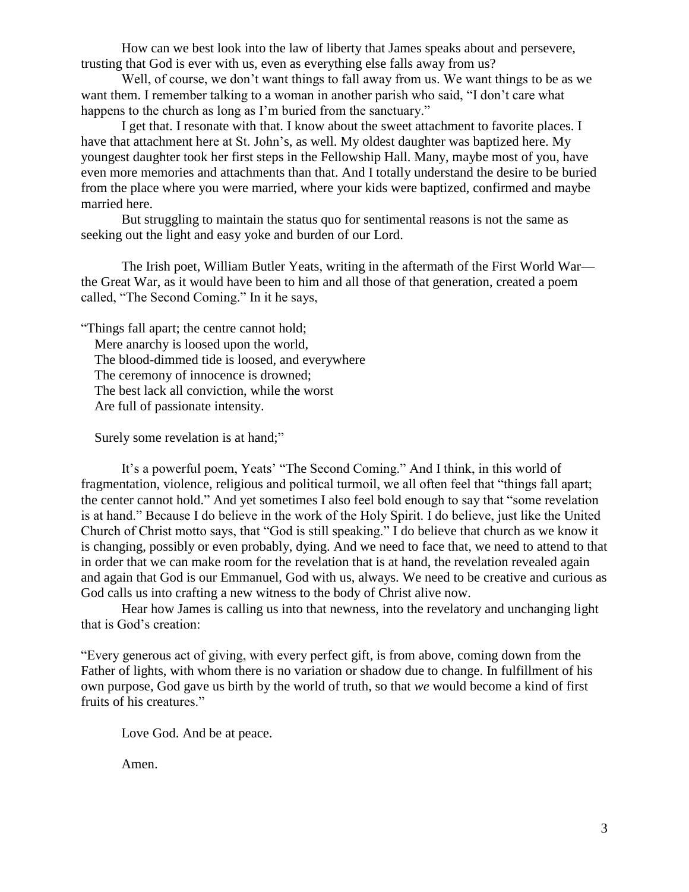How can we best look into the law of liberty that James speaks about and persevere, trusting that God is ever with us, even as everything else falls away from us?

Well, of course, we don't want things to fall away from us. We want things to be as we want them. I remember talking to a woman in another parish who said, "I don't care what happens to the church as long as I'm buried from the sanctuary."

I get that. I resonate with that. I know about the sweet attachment to favorite places. I have that attachment here at St. John's, as well. My oldest daughter was baptized here. My youngest daughter took her first steps in the Fellowship Hall. Many, maybe most of you, have even more memories and attachments than that. And I totally understand the desire to be buried from the place where you were married, where your kids were baptized, confirmed and maybe married here.

But struggling to maintain the status quo for sentimental reasons is not the same as seeking out the light and easy yoke and burden of our Lord.

The Irish poet, William Butler Yeats, writing in the aftermath of the First World War—the Great War, as it would have been to him and all those of that generation, created a poem called, "The Second Coming." In it he says,

"Things fall apart; the centre cannot hold;
Mere anarchy is loosed upon the world,
The blood-dimmed tide is loosed, and everywhere
The ceremony of innocence is drowned;
The best lack all conviction, while the worst
Are full of passionate intensity.

Surely some revelation is at hand;"

It's a powerful poem, Yeats' "The Second Coming." And I think, in this world of fragmentation, violence, religious and political turmoil, we all often feel that "things fall apart; the center cannot hold." And yet sometimes I also feel bold enough to say that "some revelation is at hand." Because I do believe in the work of the Holy Spirit. I do believe, just like the United Church of Christ motto says, that "God is still speaking." I do believe that church as we know it is changing, possibly or even probably, dying. And we need to face that, we need to attend to that in order that we can make room for the revelation that is at hand, the revelation revealed again and again that God is our Emmanuel, God with us, always. We need to be creative and curious as God calls us into crafting a new witness to the body of Christ alive now.

Hear how James is calling us into that newness, into the revelatory and unchanging light that is God's creation:

"Every generous act of giving, with every perfect gift, is from above, coming down from the Father of lights, with whom there is no variation or shadow due to change. In fulfillment of his own purpose, God gave us birth by the world of truth, so that *we* would become a kind of first fruits of his creatures."

Love God. And be at peace.

Amen.